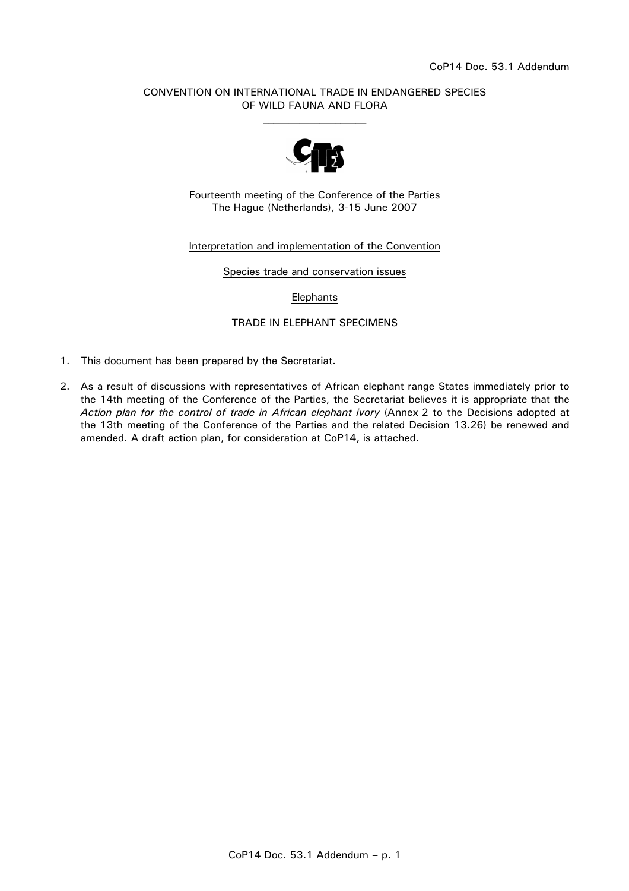CoP14 Doc. 53.1 Addendum

CONVENTION ON INTERNATIONAL TRADE IN ENDANGERED SPECIES OF WILD FAUNA AND FLORA

\_\_\_\_\_\_\_\_\_\_\_\_\_\_\_\_\_\_\_\_

Fourteenth meeting of the Conference of the Parties
The Hague (Netherlands), 3-15 June 2007

Interpretation and implementation of the Convention

Species trade and conservation issues

Elephants

TRADE IN ELEPHANT SPECIMENS

1. This document has been prepared by the Secretariat.

2. As a result of discussions with representatives of African elephant range States immediately prior to the 14th meeting of the Conference of the Parties, the Secretariat believes it is appropriate that the *Action plan for the control of trade in African elephant ivory* (Annex 2 to the Decisions adopted at the 13th meeting of the Conference of the Parties and the related Decision 13.26) be renewed and amended. A draft action plan, for consideration at CoP14, is attached.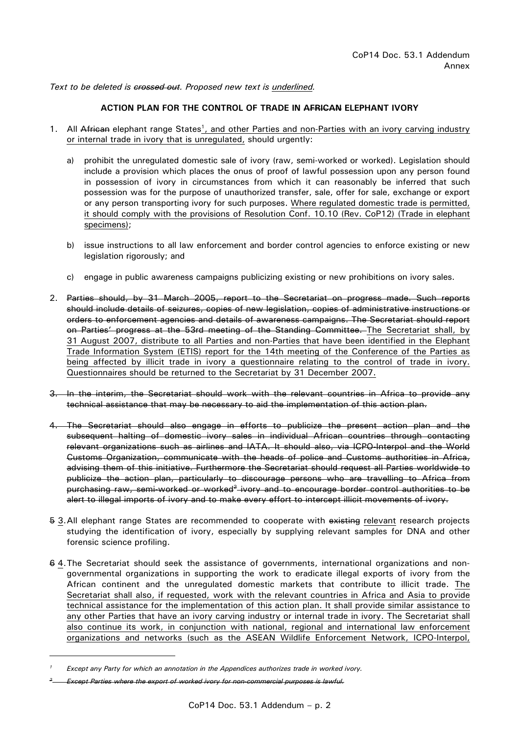CoP14 Doc. 53.1 Addendum
Annex

*Text to be deleted is ~~crossed out~~. Proposed new text is <u>underlined</u>.*

**ACTION PLAN FOR THE CONTROL OF TRADE IN ~~AFRICAN~~ ELEPHANT IVORY**

1. All ~~African~~ elephant range States[1]<u>, and other Parties and non-Parties with an ivory carving industry or internal trade in ivory that is unregulated,</u> should urgently:

   a) prohibit the unregulated domestic sale of ivory (raw, semi-worked or worked). Legislation should include a provision which places the onus of proof of lawful possession upon any person found in possession of ivory in circumstances from which it can reasonably be inferred that such possession was for the purpose of unauthorized transfer, sale, offer for sale, exchange or export or any person transporting ivory for such purposes. <u>Where regulated domestic trade is permitted, it should comply with the provisions of Resolution Conf. 10.10 (Rev. CoP12) (Trade in elephant specimens)</u>;

   b) issue instructions to all law enforcement and border control agencies to enforce existing or new legislation rigorously; and

   c) engage in public awareness campaigns publicizing existing or new prohibitions on ivory sales.

2. ~~Parties should, by 31 March 2005, report to the Secretariat on progress made. Such reports should include details of seizures, copies of new legislation, copies of administrative instructions or orders to enforcement agencies and details of awareness campaigns. The Secretariat should report on Parties' progress at the 53rd meeting of the Standing Committee.~~ <u>The Secretariat shall, by 31 August 2007, distribute to all Parties and non-Parties that have been identified in the Elephant Trade Information System (ETIS) report for the 14th meeting of the Conference of the Parties as being affected by illicit trade in ivory a questionnaire relating to the control of trade in ivory. Questionnaires should be returned to the Secretariat by 31 December 2007.</u>

~~3. In the interim, the Secretariat should work with the relevant countries in Africa to provide any technical assistance that may be necessary to aid the implementation of this action plan.~~

~~4. The Secretariat should also engage in efforts to publicize the present action plan and the subsequent halting of domestic ivory sales in individual African countries through contacting relevant organizations such as airlines and IATA. It should also, via ICPO-Interpol and the World Customs Organization, communicate with the heads of police and Customs authorities in Africa, advising them of this initiative. Furthermore the Secretariat should request all Parties worldwide to publicize the action plan, particularly to discourage persons who are travelling to Africa from purchasing raw, semi-worked or worked[2] ivory and to encourage border control authorities to be alert to illegal imports of ivory and to make every effort to intercept illicit movements of ivory.~~

~~5~~ <u>3</u>. All elephant range States are recommended to cooperate with ~~existing~~ <u>relevant</u> research projects studying the identification of ivory, especially by supplying relevant samples for DNA and other forensic science profiling.

~~6~~ <u>4</u>. The Secretariat should seek the assistance of governments, international organizations and non-governmental organizations in supporting the work to eradicate illegal exports of ivory from the African continent and the unregulated domestic markets that contribute to illicit trade. <u>The Secretariat shall also, if requested, work with the relevant countries in Africa and Asia to provide technical assistance for the implementation of this action plan. It shall provide similar assistance to any other Parties that have an ivory carving industry or internal trade in ivory. The Secretariat shall also continue its work, in conjunction with national, regional and international law enforcement organizations and networks (such as the ASEAN Wildlife Enforcement Network, ICPO-Interpol,</u>

---

[1] *Except any Party for which an annotation in the Appendices authorizes trade in worked ivory.*

~~[2] *Except Parties where the export of worked ivory for non-commercial purposes is lawful.*~~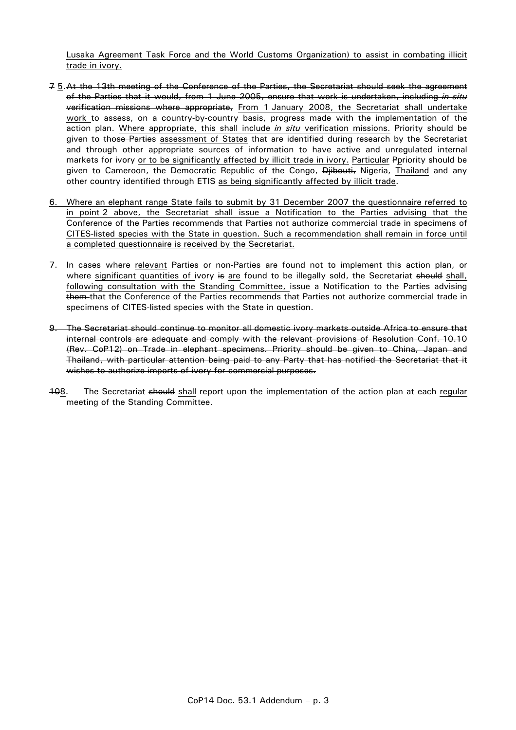<u>Lusaka Agreement Task Force and the World Customs Organization) to assist in combating illicit trade in ivory.</u>

~~7~~ <u>5</u>. ~~At the 13th meeting of the Conference of the Parties, the Secretariat should seek the agreement of the Parties that it would, from 1 June 2005, ensure that work is undertaken, including *in situ* verification missions where appropriate,~~ <u>From 1 January 2008, the Secretariat shall undertake work</u> to assess~~, on a country-by-country basis,~~ progress made with the implementation of the action plan. <u>Where appropriate, this shall include *in situ* verification missions.</u> Priority should be given to ~~those Parties~~ <u>assessment of States</u> that are identified during research by the Secretariat and through other appropriate sources of information to have active and unregulated internal markets for ivory <u>or to be significantly affected by illicit trade in ivory.</u> <u>Particular</u> ~~P~~priority should be given to Cameroon, the Democratic Republic of the Congo, ~~Djibouti,~~ Nigeria, <u>Thailand</u> and any other country identified through ETIS <u>as being significantly affected by illicit trade</u>.

<u>6. Where an elephant range State fails to submit by 31 December 2007 the questionnaire referred to in point 2 above, the Secretariat shall issue a Notification to the Parties advising that the Conference of the Parties recommends that Parties not authorize commercial trade in specimens of CITES-listed species with the State in question. Such a recommendation shall remain in force until a completed questionnaire is received by the Secretariat.</u>

7. In cases where <u>relevant</u> Parties or non-Parties are found not to implement this action plan, or where <u>significant quantities of</u> ivory ~~is~~ <u>are</u> found to be illegally sold, the Secretariat ~~should~~ <u>shall, following consultation with the Standing Committee,</u> issue a Notification to the Parties advising ~~them~~ that the Conference of the Parties recommends that Parties not authorize commercial trade in specimens of CITES-listed species with the State in question.

~~9. The Secretariat should continue to monitor all domestic ivory markets outside Africa to ensure that internal controls are adequate and comply with the relevant provisions of Resolution Conf. 10.10 (Rev. CoP12) on Trade in elephant specimens. Priority should be given to China, Japan and Thailand, with particular attention being paid to any Party that has notified the Secretariat that it wishes to authorize imports of ivory for commercial purposes.~~

~~10~~8. The Secretariat ~~should~~ <u>shall</u> report upon the implementation of the action plan at each <u>regular</u> meeting of the Standing Committee.